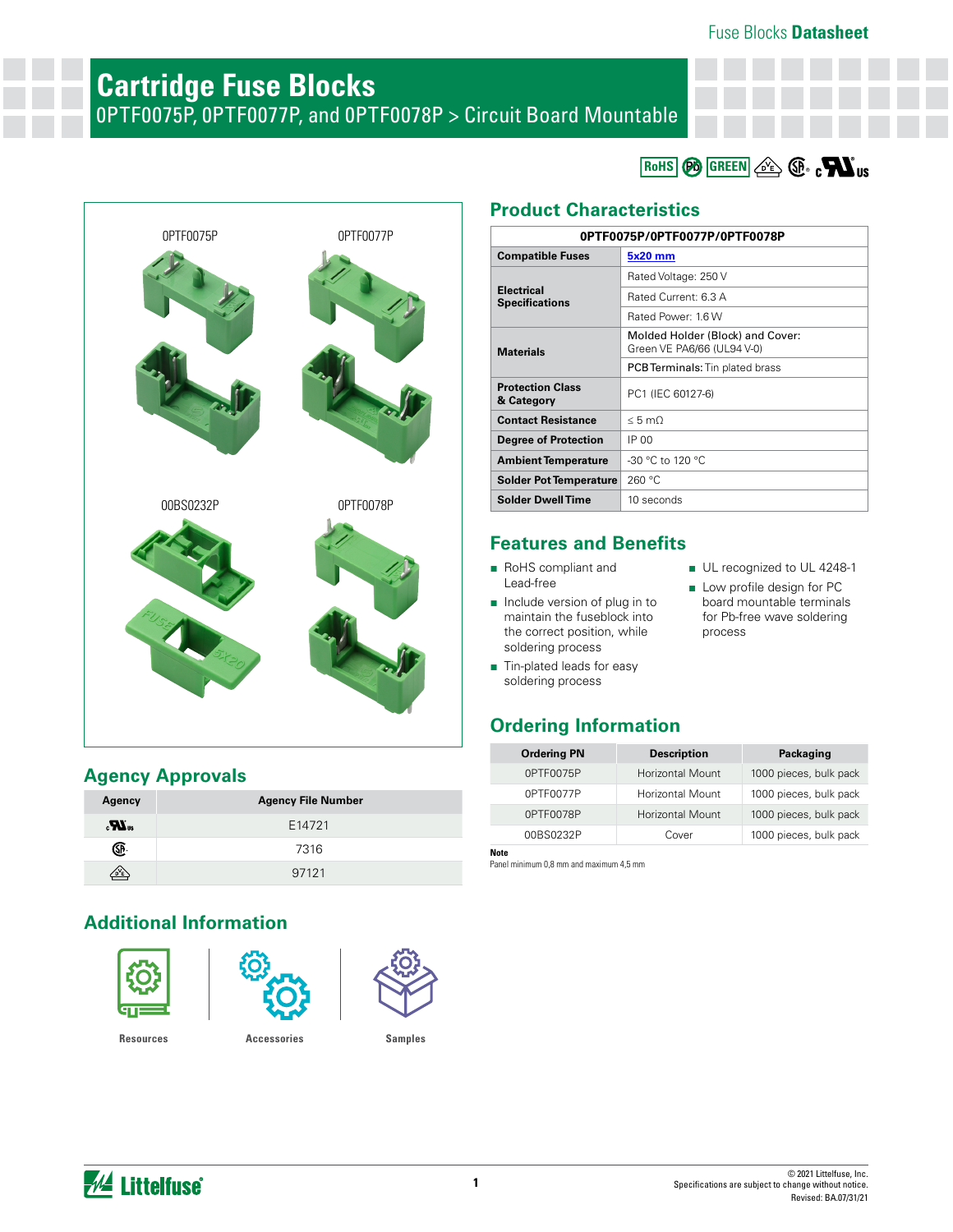# Cartridge Fuse Blocks

0PTF0075P, 0PTF0077P, and 0PTF0078P > Circuit Board Mountable

0PTF0075P

0PTF0077P

00BS0232P

0PTF0078P

## Product Characteristics

| 0PTF0075P/0PTF0077P/0PTF0078P | |
|---|---|
| **Compatible Fuses** | 5x20 mm |
| **Electrical Specifications** | Rated Voltage: 250 V |
| | Rated Current: 6.3 A |
| | Rated Power: 1.6 W |
| **Materials** | Molded Holder (Block) and Cover: Green VE PA6/66 (UL94 V-0) |
| | **PCB Terminals:** Tin plated brass |
| **Protection Class & Category** | PC1 (IEC 60127-6) |
| **Contact Resistance** | ≤ 5 mΩ |
| **Degree of Protection** | IP 00 |
| **Ambient Temperature** | -30 °C to 120 °C |
| **Solder Pot Temperature** | 260 °C |
| **Solder Dwell Time** | 10 seconds |

## Features and Benefits

- RoHS compliant and Lead-free
- Include version of plug in to maintain the fuseblock into the correct position, while soldering process
- Tin-plated leads for easy soldering process
- UL recognized to UL 4248-1
- Low profile design for PC board mountable terminals for Pb-free wave soldering process

## Ordering Information

| Ordering PN | Description | Packaging |
|---|---|---|
| 0PTF0075P | Horizontal Mount | 1000 pieces, bulk pack |
| 0PTF0077P | Horizontal Mount | 1000 pieces, bulk pack |
| 0PTF0078P | Horizontal Mount | 1000 pieces, bulk pack |
| 00BS0232P | Cover | 1000 pieces, bulk pack |

**Note**
Panel minimum 0,8 mm and maximum 4,5 mm

## Agency Approvals

| Agency | Agency File Number |
|---|---|
| cULus | E14721 |
| CSA | 7316 |
| VDE | 97121 |

## Additional Information

Resources

Accessories

Samples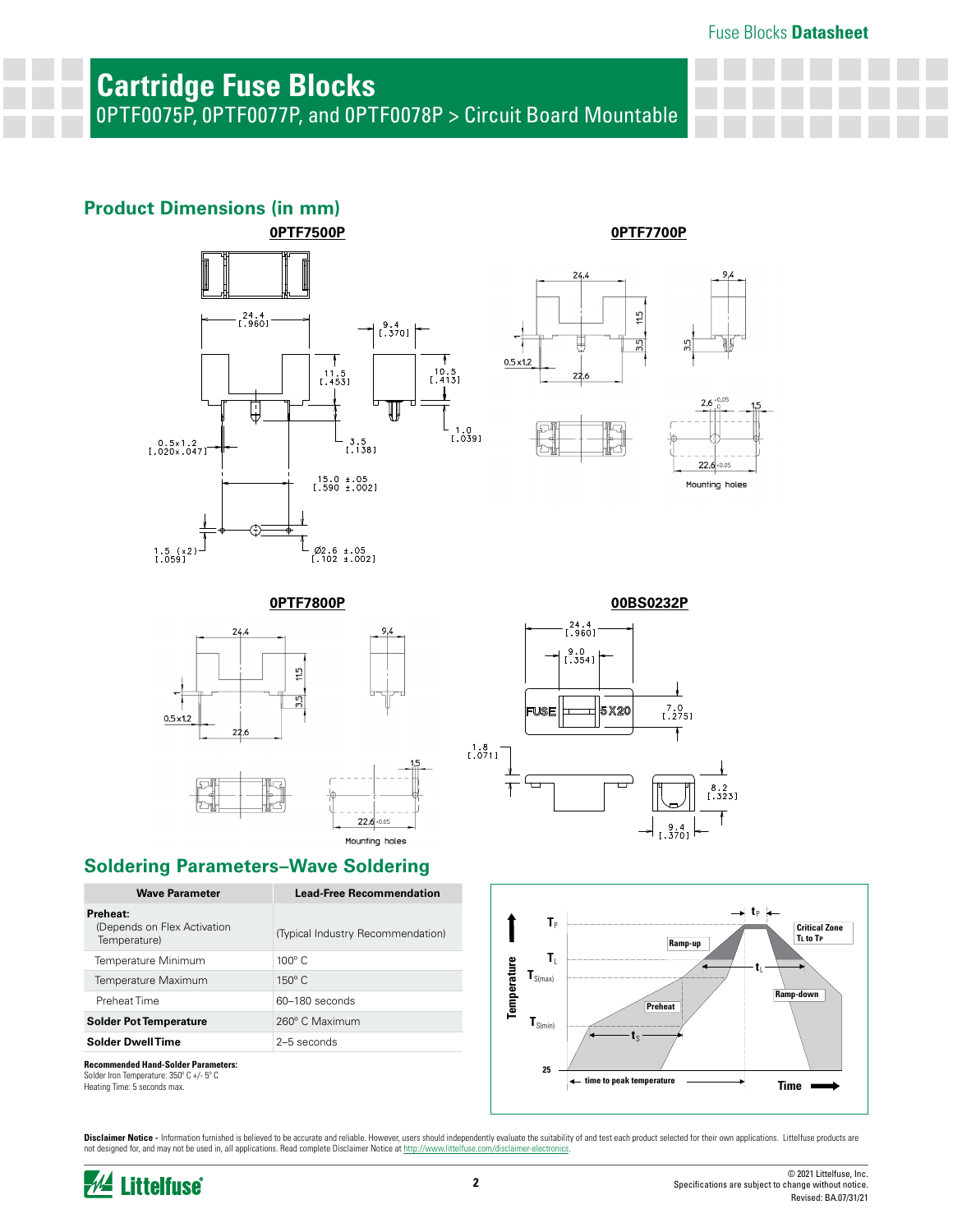# Cartridge Fuse Blocks

0PTF0075P, 0PTF0077P, and 0PTF0078P > Circuit Board Mountable

## Product Dimensions (in mm)

**0PTF7500P**

24.4 [.960]
9.4 [.370]
11.5 [.453]
10.5 [.413]
0.5x1.2 [.020x.047]
3.5 [.138]
1.0 [.039]
15.0 ±.05 [.590 ±.002]
1.5 (x2) [.059]
Ø2.6 ±.05 [.102 ±.002]

**0PTF7700P**

24.4
9.4
11.5
3.5
0.5x1.2
22.6
2.6 +0.05 0
1.5
22.6 ±0.05
Mounting holes

**0PTF7800P**

24.4
9.4
11.5
3.5
0.5x1.2
22.6
1.5
22.6 ±0.05
Mounting holes

**00BS0232P**

24.4 [.960]
9.0 [.354]
FUSE 5X20
7.0 [.275]
1.8 [.071]
8.2 [.323]
9.4 [.370]

## Soldering Parameters–Wave Soldering

| Wave Parameter | Lead-Free Recommendation |
|---|---|
| **Preheat:** (Depends on Flex Activation Temperature) | (Typical Industry Recommendation) |
| Temperature Minimum | 100° C |
| Temperature Maximum | 150° C |
| Preheat Time | 60–180 seconds |
| **Solder Pot Temperature** | 260° C Maximum |
| **Solder Dwell Time** | 2–5 seconds |

**Recommended Hand-Solder Parameters:**
Solder Iron Temperature: 350° C +/- 5° C
Heating Time: 5 seconds max.

$T_P$
$t_P$
Critical Zone $T_L$ to $T_P$
Ramp-up
$T_L$
$t_L$
$T_{S(max)}$
Ramp-down
Preheat
Temperature
$T_{S(min)}$
$t_S$
25
time to peak temperature
Time

**Disclaimer Notice** - Information furnished is believed to be accurate and reliable. However, users should independently evaluate the suitability of and test each product selected for their own applications. Littelfuse products are not designed for, and may not be used in, all applications. Read complete Disclaimer Notice at http://www.littelfuse.com/disclaimer-electronics.

© 2021 Littelfuse, Inc.
Specifications are subject to change without notice.
Revised: BA.07/31/21